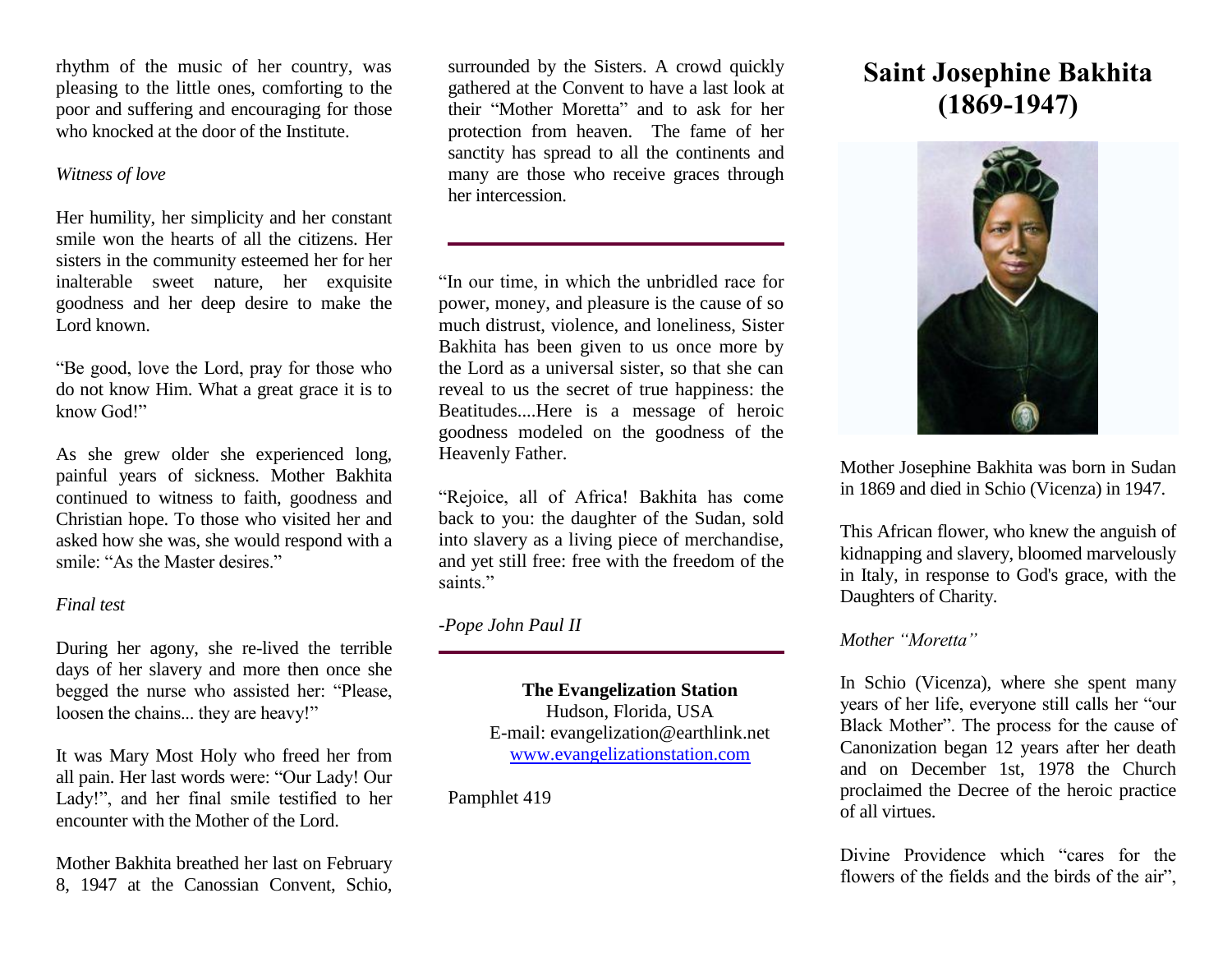rhythm of the music of her country, was pleasing to the little ones, comforting to the poor and suffering and encouraging for those who knocked at the door of the Institute.

*Witness of love*

Her humility, her simplicity and her constant smile won the hearts of all the citizens. Her sisters in the community esteemed her for her inalterable sweet nature, her exquisite goodness and her deep desire to make the Lord known.

"Be good, love the Lord, pray for those who do not know Him. What a great grace it is to know God!"

As she grew older she experienced long, painful years of sickness. Mother Bakhita continued to witness to faith, goodness and Christian hope. To those who visited her and asked how she was, she would respond with a smile: "As the Master desires."

*Final test*

During her agony, she re-lived the terrible days of her slavery and more then once she begged the nurse who assisted her: "Please, loosen the chains... they are heavy!"

It was Mary Most Holy who freed her from all pain. Her last words were: "Our Lady! Our Lady!", and her final smile testified to her encounter with the Mother of the Lord.

Mother Bakhita breathed her last on February 8, 1947 at the Canossian Convent, Schio, surrounded by the Sisters. A crowd quickly gathered at the Convent to have a last look at their "Mother Moretta" and to ask for her protection from heaven. The fame of her sanctity has spread to all the continents and many are those who receive graces through her intercession.

---

"In our time, in which the unbridled race for power, money, and pleasure is the cause of so much distrust, violence, and loneliness, Sister Bakhita has been given to us once more by the Lord as a universal sister, so that she can reveal to us the secret of true happiness: the Beatitudes....Here is a message of heroic goodness modeled on the goodness of the Heavenly Father.

"Rejoice, all of Africa! Bakhita has come back to you: the daughter of the Sudan, sold into slavery as a living piece of merchandise, and yet still free: free with the freedom of the saints."

*-Pope John Paul II*

---

**The Evangelization Station**
Hudson, Florida, USA
E-mail: evangelization@earthlink.net
www.evangelizationstation.com

Pamphlet 419

# Saint Josephine Bakhita (1869-1947)

Mother Josephine Bakhita was born in Sudan in 1869 and died in Schio (Vicenza) in 1947.

This African flower, who knew the anguish of kidnapping and slavery, bloomed marvelously in Italy, in response to God's grace, with the Daughters of Charity.

*Mother "Moretta"*

In Schio (Vicenza), where she spent many years of her life, everyone still calls her "our Black Mother". The process for the cause of Canonization began 12 years after her death and on December 1st, 1978 the Church proclaimed the Decree of the heroic practice of all virtues.

Divine Providence which "cares for the flowers of the fields and the birds of the air",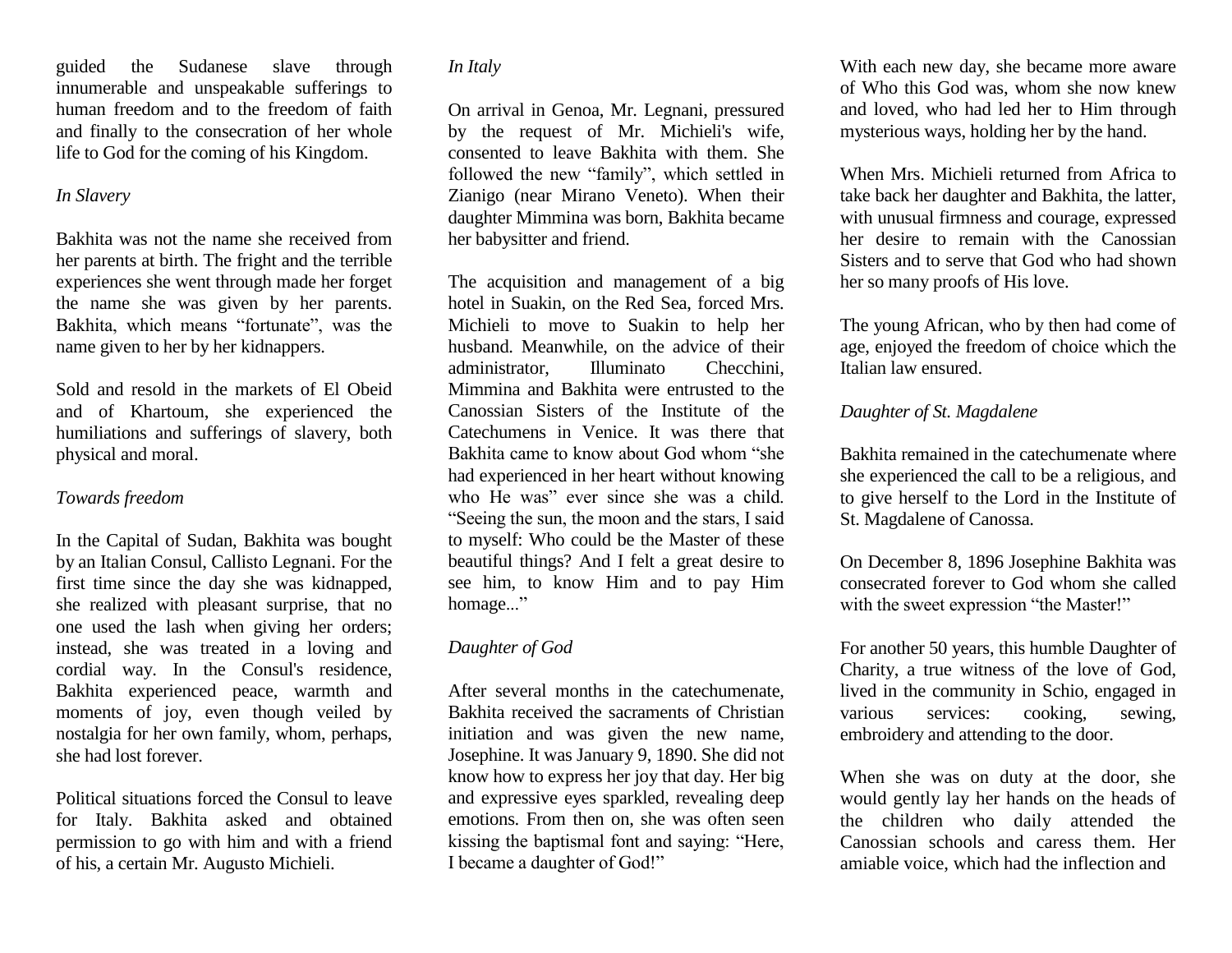guided the Sudanese slave through innumerable and unspeakable sufferings to human freedom and to the freedom of faith and finally to the consecration of her whole life to God for the coming of his Kingdom.

*In Slavery*

Bakhita was not the name she received from her parents at birth. The fright and the terrible experiences she went through made her forget the name she was given by her parents. Bakhita, which means "fortunate", was the name given to her by her kidnappers.

Sold and resold in the markets of El Obeid and of Khartoum, she experienced the humiliations and sufferings of slavery, both physical and moral.

*Towards freedom*

In the Capital of Sudan, Bakhita was bought by an Italian Consul, Callisto Legnani. For the first time since the day she was kidnapped, she realized with pleasant surprise, that no one used the lash when giving her orders; instead, she was treated in a loving and cordial way. In the Consul's residence, Bakhita experienced peace, warmth and moments of joy, even though veiled by nostalgia for her own family, whom, perhaps, she had lost forever.

Political situations forced the Consul to leave for Italy. Bakhita asked and obtained permission to go with him and with a friend of his, a certain Mr. Augusto Michieli.

*In Italy*

On arrival in Genoa, Mr. Legnani, pressured by the request of Mr. Michieli's wife, consented to leave Bakhita with them. She followed the new "family", which settled in Zianigo (near Mirano Veneto). When their daughter Mimmina was born, Bakhita became her babysitter and friend.

The acquisition and management of a big hotel in Suakin, on the Red Sea, forced Mrs. Michieli to move to Suakin to help her husband. Meanwhile, on the advice of their administrator, Illuminato Checchini, Mimmina and Bakhita were entrusted to the Canossian Sisters of the Institute of the Catechumens in Venice. It was there that Bakhita came to know about God whom "she had experienced in her heart without knowing who He was" ever since she was a child. "Seeing the sun, the moon and the stars, I said to myself: Who could be the Master of these beautiful things? And I felt a great desire to see him, to know Him and to pay Him homage..."

*Daughter of God*

After several months in the catechumenate, Bakhita received the sacraments of Christian initiation and was given the new name, Josephine. It was January 9, 1890. She did not know how to express her joy that day. Her big and expressive eyes sparkled, revealing deep emotions. From then on, she was often seen kissing the baptismal font and saying: "Here, I became a daughter of God!"

With each new day, she became more aware of Who this God was, whom she now knew and loved, who had led her to Him through mysterious ways, holding her by the hand.

When Mrs. Michieli returned from Africa to take back her daughter and Bakhita, the latter, with unusual firmness and courage, expressed her desire to remain with the Canossian Sisters and to serve that God who had shown her so many proofs of His love.

The young African, who by then had come of age, enjoyed the freedom of choice which the Italian law ensured.

*Daughter of St. Magdalene*

Bakhita remained in the catechumenate where she experienced the call to be a religious, and to give herself to the Lord in the Institute of St. Magdalene of Canossa.

On December 8, 1896 Josephine Bakhita was consecrated forever to God whom she called with the sweet expression "the Master!"

For another 50 years, this humble Daughter of Charity, a true witness of the love of God, lived in the community in Schio, engaged in various services: cooking, sewing, embroidery and attending to the door.

When she was on duty at the door, she would gently lay her hands on the heads of the children who daily attended the Canossian schools and caress them. Her amiable voice, which had the inflection and